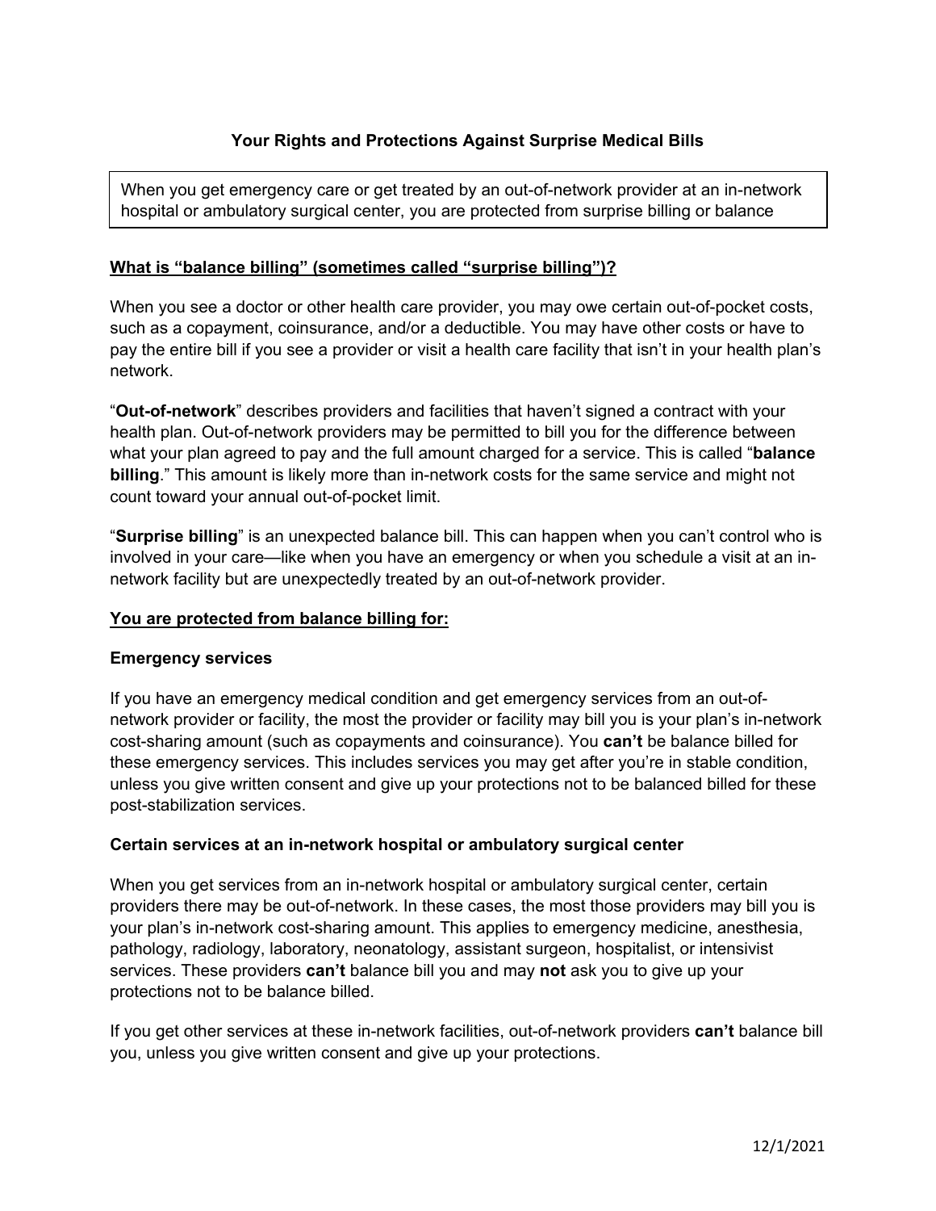**Your Rights and Protections Against Surprise Medical Bills**

When you get emergency care or get treated by an out-of-network provider at an in-network hospital or ambulatory surgical center, you are protected from surprise billing or balance

**<u>What is "balance billing" (sometimes called "surprise billing")?</u>**

When you see a doctor or other health care provider, you may owe certain out-of-pocket costs, such as a copayment, coinsurance, and/or a deductible. You may have other costs or have to pay the entire bill if you see a provider or visit a health care facility that isn't in your health plan's network.

"**Out-of-network**" describes providers and facilities that haven't signed a contract with your health plan. Out-of-network providers may be permitted to bill you for the difference between what your plan agreed to pay and the full amount charged for a service. This is called "**balance billing**." This amount is likely more than in-network costs for the same service and might not count toward your annual out-of-pocket limit.

"**Surprise billing**" is an unexpected balance bill. This can happen when you can't control who is involved in your care—like when you have an emergency or when you schedule a visit at an in-network facility but are unexpectedly treated by an out-of-network provider.

**<u>You are protected from balance billing for:</u>**

**Emergency services**

If you have an emergency medical condition and get emergency services from an out-of-network provider or facility, the most the provider or facility may bill you is your plan's in-network cost-sharing amount (such as copayments and coinsurance). You **can't** be balance billed for these emergency services. This includes services you may get after you're in stable condition, unless you give written consent and give up your protections not to be balanced billed for these post-stabilization services.

**Certain services at an in-network hospital or ambulatory surgical center**

When you get services from an in-network hospital or ambulatory surgical center, certain providers there may be out-of-network. In these cases, the most those providers may bill you is your plan's in-network cost-sharing amount. This applies to emergency medicine, anesthesia, pathology, radiology, laboratory, neonatology, assistant surgeon, hospitalist, or intensivist services. These providers **can't** balance bill you and may **not** ask you to give up your protections not to be balance billed.

If you get other services at these in-network facilities, out-of-network providers **can't** balance bill you, unless you give written consent and give up your protections.

12/1/2021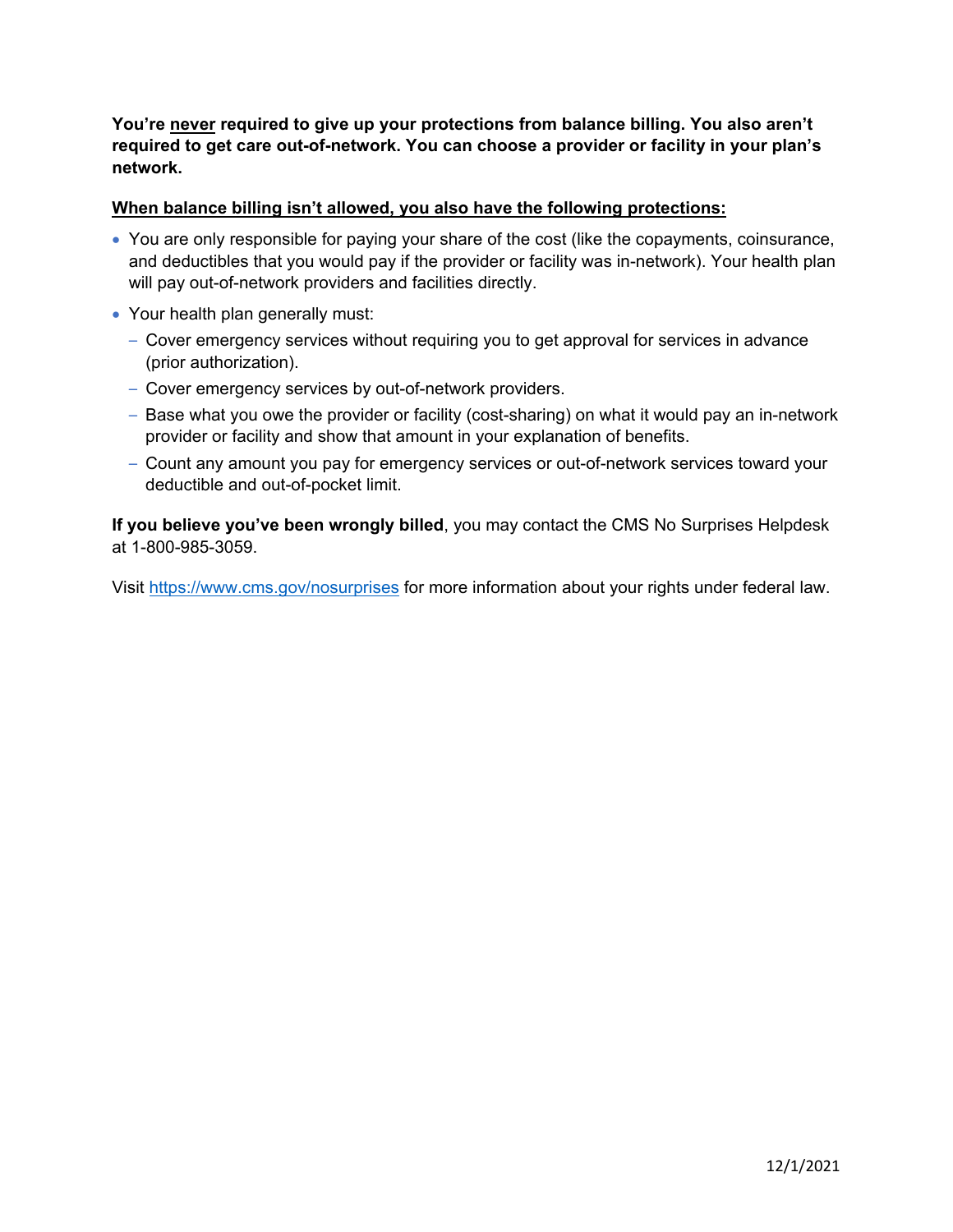**You're <u>never</u> required to give up your protections from balance billing. You also aren't required to get care out-of-network. You can choose a provider or facility in your plan's network.**

**<u>When balance billing isn't allowed, you also have the following protections:</u>**

- You are only responsible for paying your share of the cost (like the copayments, coinsurance, and deductibles that you would pay if the provider or facility was in-network). Your health plan will pay out-of-network providers and facilities directly.
- Your health plan generally must:
  - Cover emergency services without requiring you to get approval for services in advance (prior authorization).
  - Cover emergency services by out-of-network providers.
  - Base what you owe the provider or facility (cost-sharing) on what it would pay an in-network provider or facility and show that amount in your explanation of benefits.
  - Count any amount you pay for emergency services or out-of-network services toward your deductible and out-of-pocket limit.

**If you believe you've been wrongly billed**, you may contact the CMS No Surprises Helpdesk at 1-800-985-3059.

Visit https://www.cms.gov/nosurprises for more information about your rights under federal law.

12/1/2021